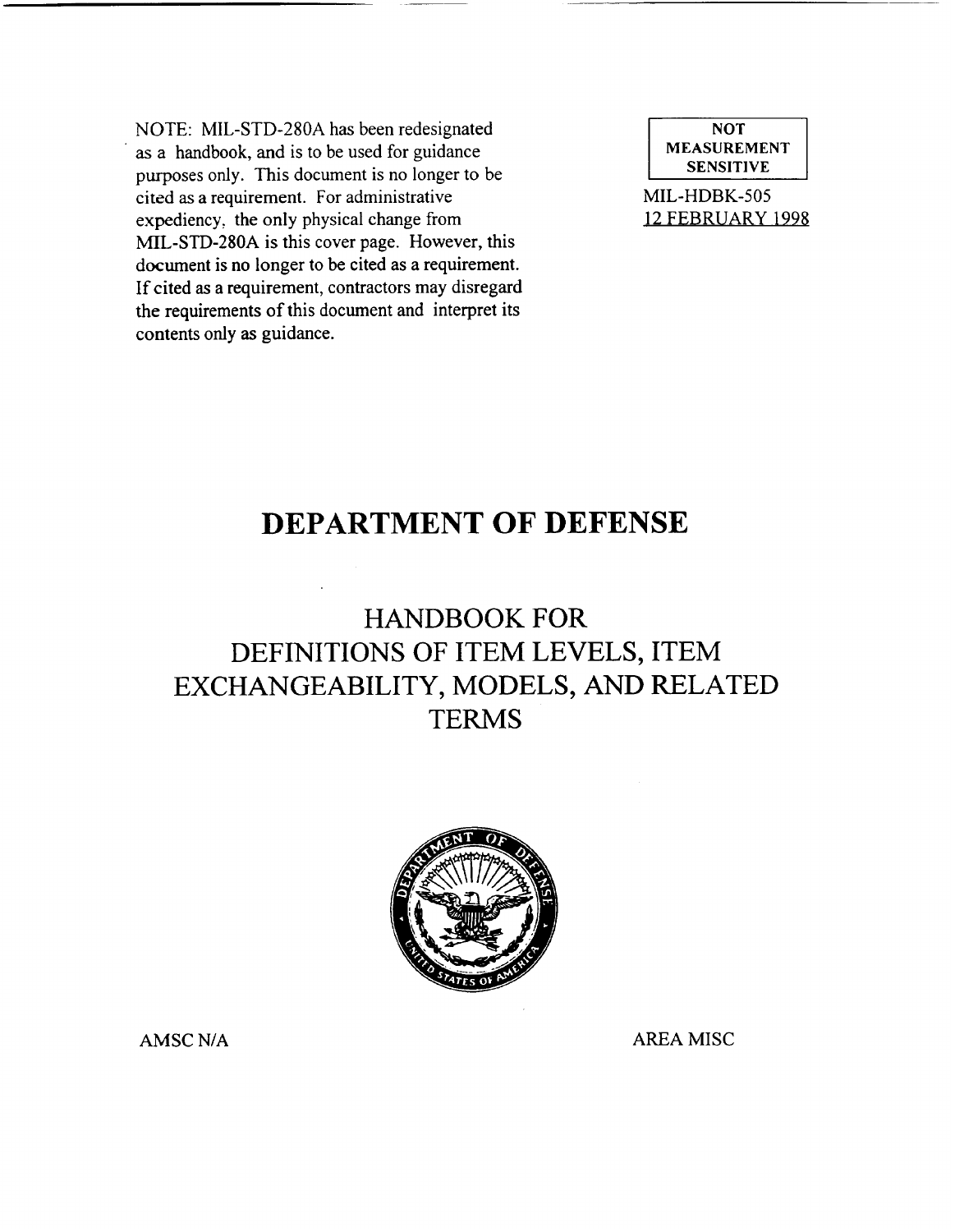NOTE: MIL-STD-280A has been redesignated as a handbook, and is to be used for guidance purposes only. This document is no longer to be cited as a requirement. For administrative expediency, the only physical change from MIL-STD-280A is this cover page. However, this document is no longer to be cited as a requirement. If cited as a requirement, contractors may disregard the requirements of this document and interpret its contents only as guidance.

**NOT MEASUREMENT SENSITIVE**

MIL-HDBK-505
12 FEBRUARY 1998

# DEPARTMENT OF DEFENSE

## HANDBOOK FOR DEFINITIONS OF ITEM LEVELS, ITEM EXCHANGEABILITY, MODELS, AND RELATED TERMS

AMSC N/A

AREA MISC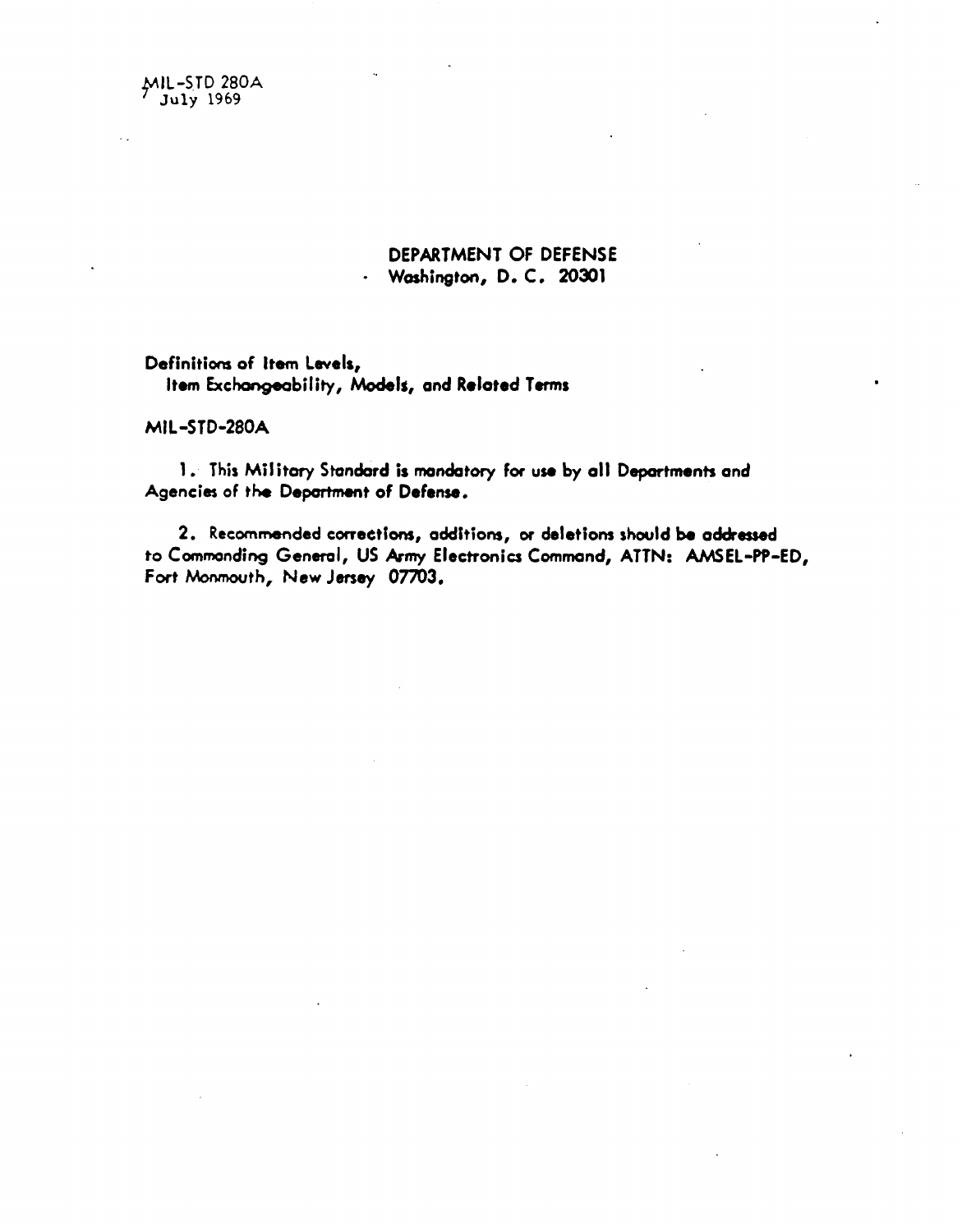MIL-STD 280A
July 1969

DEPARTMENT OF DEFENSE
Washington, D. C. 20301

Definitions of Item Levels,
Item Exchangeability, Models, and Related Terms

MIL-STD-280A

1. This Military Standard is mandatory for use by all Departments and Agencies of the Department of Defense.

2. Recommended corrections, additions, or deletions should be addressed to Commanding General, US Army Electronics Command, ATTN: AMSEL-PP-ED, Fort Monmouth, New Jersey 07703.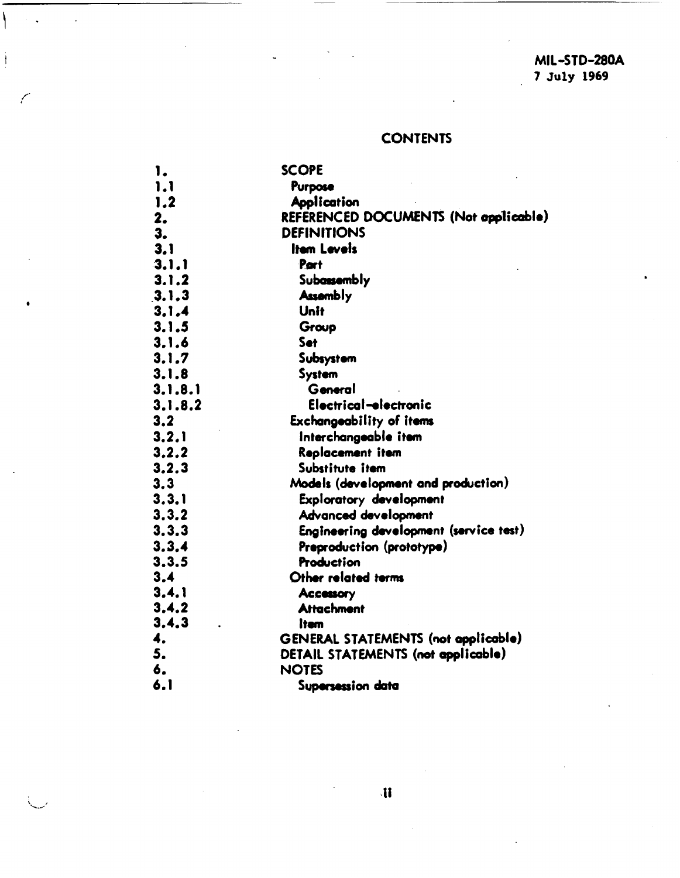## CONTENTS

| | |
|---|---|
| 1. | SCOPE |
| 1.1 | Purpose |
| 1.2 | Application |
| 2. | REFERENCED DOCUMENTS (Not applicable) |
| 3. | DEFINITIONS |
| 3.1 | Item Levels |
| 3.1.1 | Part |
| 3.1.2 | Subassembly |
| 3.1.3 | Assembly |
| 3.1.4 | Unit |
| 3.1.5 | Group |
| 3.1.6 | Set |
| 3.1.7 | Subsystem |
| 3.1.8 | System |
| 3.1.8.1 | General |
| 3.1.8.2 | Electrical-electronic |
| 3.2 | Exchangeability of items |
| 3.2.1 | Interchangeable item |
| 3.2.2 | Replacement item |
| 3.2.3 | Substitute item |
| 3.3 | Models (development and production) |
| 3.3.1 | Exploratory development |
| 3.3.2 | Advanced development |
| 3.3.3 | Engineering development (service test) |
| 3.3.4 | Preproduction (prototype) |
| 3.3.5 | Production |
| 3.4 | Other related terms |
| 3.4.1 | Accessory |
| 3.4.2 | Attachment |
| 3.4.3 | Item |
| 4. | GENERAL STATEMENTS (not applicable) |
| 5. | DETAIL STATEMENTS (not applicable) |
| 6. | NOTES |
| 6.1 | Supersession data |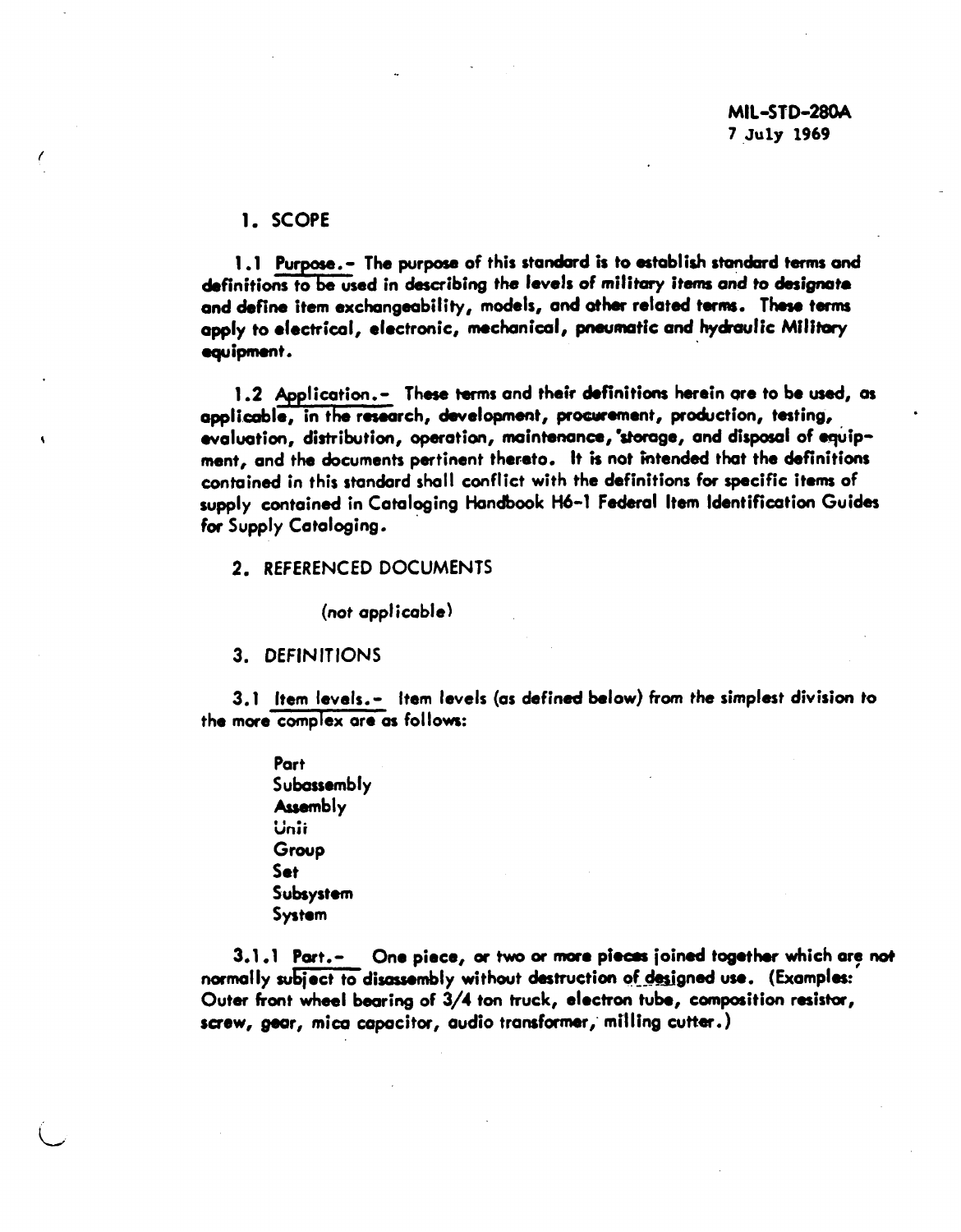MIL-STD-280A
7 July 1969

# 1. SCOPE

1.1 Purpose.- The purpose of this standard is to establish standard terms and definitions to be used in describing the levels of military items and to designate and define item exchangeability, models, and other related terms. These terms apply to electrical, electronic, mechanical, pneumatic and hydraulic Military equipment.

1.2 Application.- These terms and their definitions herein are to be used, as applicable, in the research, development, procurement, production, testing, evaluation, distribution, operation, maintenance, storage, and disposal of equipment, and the documents pertinent thereto. It is not intended that the definitions contained in this standard shall conflict with the definitions for specific items of supply contained in Cataloging Handbook H6-1 Federal Item Identification Guides for Supply Cataloging.

# 2. REFERENCED DOCUMENTS

(not applicable)

# 3. DEFINITIONS

3.1 Item levels.- Item levels (as defined below) from the simplest division to the more complex are as follows:

- Part
- Subassembly
- Assembly
- Unit
- Group
- Set
- Subsystem
- System

3.1.1 Part.- One piece, or two or more pieces joined together which are not normally subject to disassembly without destruction of designed use. (Examples: Outer front wheel bearing of 3/4 ton truck, electron tube, composition resistor, screw, gear, mica capacitor, audio transformer, milling cutter.)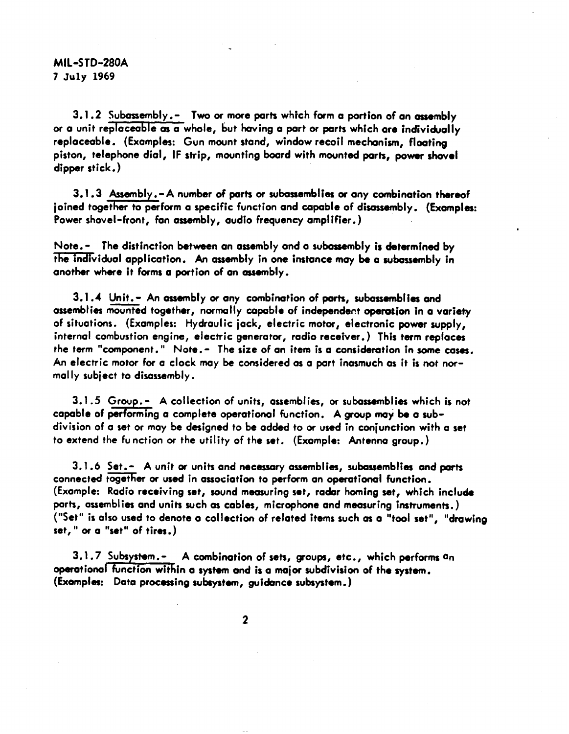3.1.2 Subassembly.- Two or more parts which form a portion of an assembly or a unit replaceable as a whole, but having a part or parts which are individually replaceable. (Examples: Gun mount stand, window recoil mechanism, floating piston, telephone dial, IF strip, mounting board with mounted parts, power shovel dipper stick.)

3.1.3 Assembly.- A number of parts or subassemblies or any combination thereof joined together to perform a specific function and capable of disassembly. (Examples: Power shovel-front, fan assembly, audio frequency amplifier.)

Note.- The distinction between an assembly and a subassembly is determined by the individual application. An assembly in one instance may be a subassembly in another where it forms a portion of an assembly.

3.1.4 Unit.- An assembly or any combination of parts, subassemblies and assemblies mounted together, normally capable of independent operation in a variety of situations. (Examples: Hydraulic jack, electric motor, electronic power supply, internal combustion engine, electric generator, radio receiver.) This term replaces the term "component." Note.- The size of an item is a consideration in some cases. An electric motor for a clock may be considered as a part inasmuch as it is not normally subject to disassembly.

3.1.5 Group.- A collection of units, assemblies, or subassemblies which is not capable of performing a complete operational function. A group may be a subdivision of a set or may be designed to be added to or used in conjunction with a set to extend the function or the utility of the set. (Example: Antenna group.)

3.1.6 Set.- A unit or units and necessary assemblies, subassemblies and parts connected together or used in association to perform an operational function. (Example: Radio receiving set, sound measuring set, radar homing set, which include parts, assemblies and units such as cables, microphone and measuring instruments.) ("Set" is also used to denote a collection of related items such as a "tool set", "drawing set," or a "set" of tires.)

3.1.7 Subsystem.- A combination of sets, groups, etc., which performs an operational function within a system and is a major subdivision of the system. (Examples: Data processing subsystem, guidance subsystem.)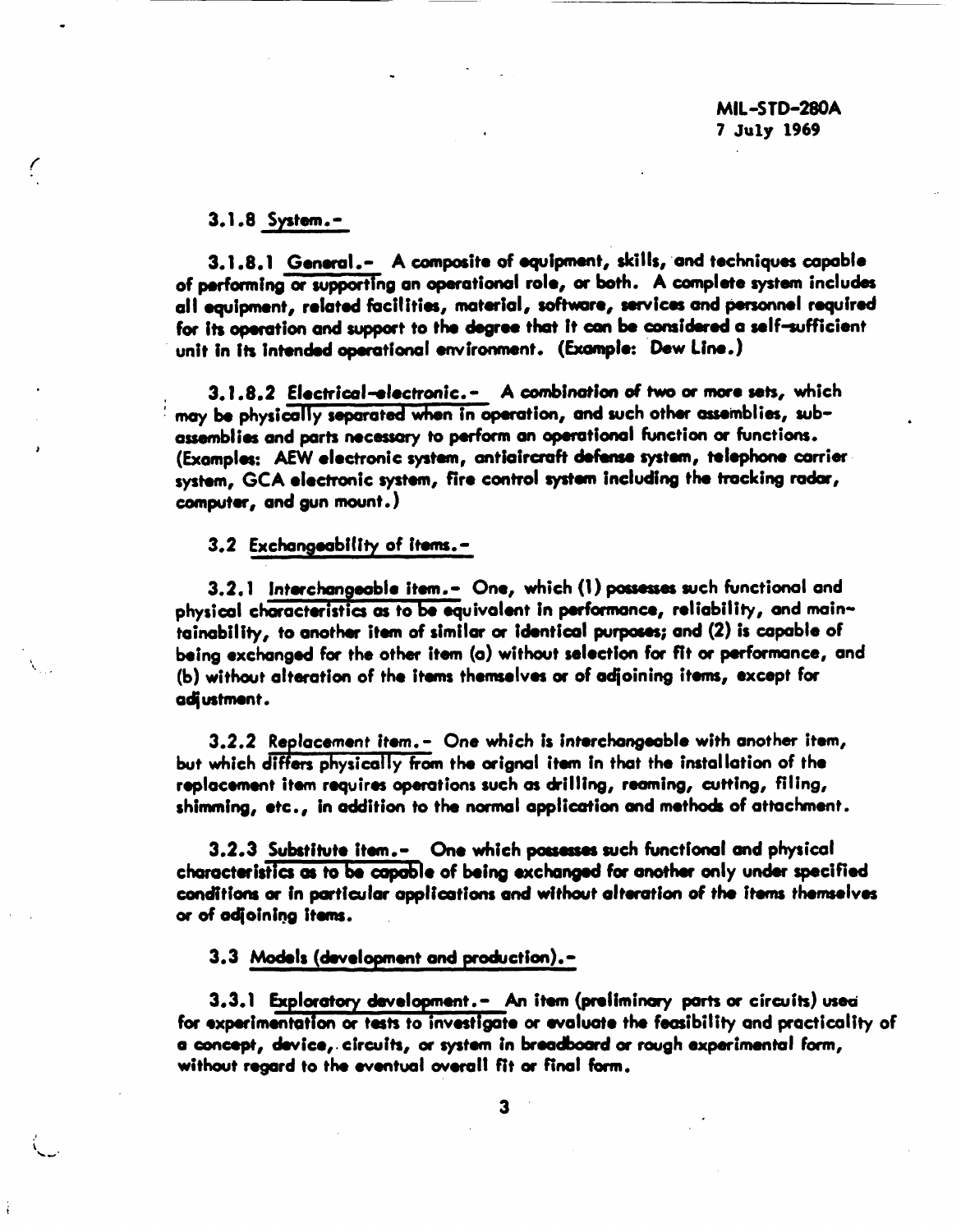3.1.8 System.-

3.1.8.1 General.- A composite of equipment, skills, and techniques capable of performing or supporting an operational role, or both. A complete system includes all equipment, related facilities, material, software, services and personnel required for its operation and support to the degree that it can be considered a self-sufficient unit in its intended operational environment. (Example: Dew Line.)

3.1.8.2 Electrical-electronic.- A combination of two or more sets, which may be physically separated when in operation, and such other assemblies, subassemblies and parts necessary to perform an operational function or functions. (Examples: AEW electronic system, antiaircraft defense system, telephone carrier system, GCA electronic system, fire control system including the tracking radar, computer, and gun mount.)

3.2 Exchangeability of items.-

3.2.1 Interchangeable item.- One, which (1) possesses such functional and physical characteristics as to be equivalent in performance, reliability, and maintainability, to another item of similar or identical purposes; and (2) is capable of being exchanged for the other item (a) without selection for fit or performance, and (b) without alteration of the items themselves or of adjoining items, except for adjustment.

3.2.2 Replacement item.- One which is interchangeable with another item, but which differs physically from the orignal item in that the installation of the replacement item requires operations such as drilling, reaming, cutting, filing, shimming, etc., in addition to the normal application and methods of attachment.

3.2.3 Substitute item.- One which possesses such functional and physical characteristics as to be capable of being exchanged for another only under specified conditions or in particular applications and without alteration of the items themselves or of adjoining items.

3.3 Models (development and production).-

3.3.1 Exploratory development.- An item (preliminary parts or circuits) used for experimentation or tests to investigate or evaluate the feasibility and practicality of a concept, device, circuits, or system in breadboard or rough experimental form, without regard to the eventual overall fit or final form.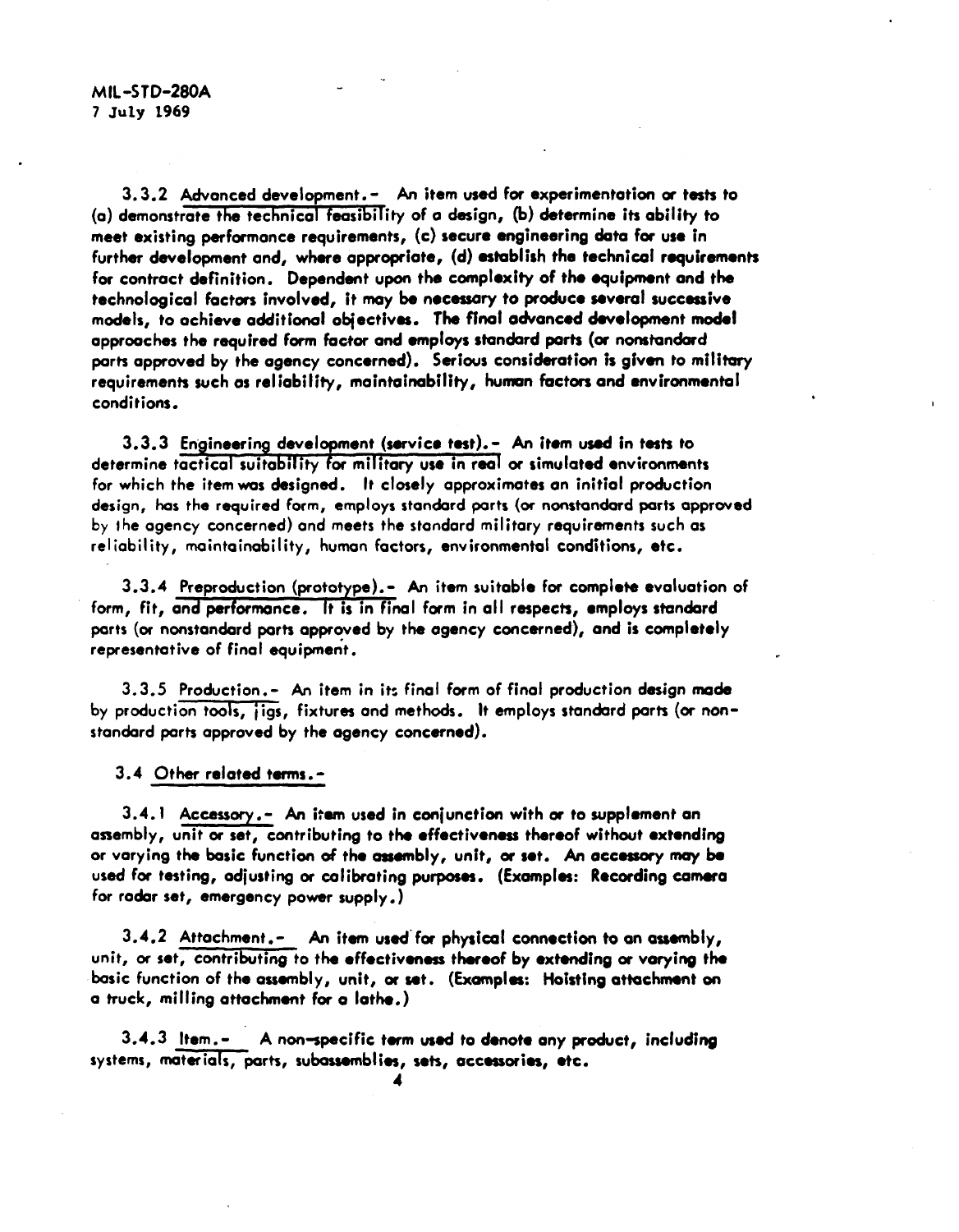3.3.2 Advanced development.- An item used for experimentation or tests to (a) demonstrate the technical feasibility of a design, (b) determine its ability to meet existing performance requirements, (c) secure engineering data for use in further development and, where appropriate, (d) establish the technical requirements for contract definition. Dependent upon the complexity of the equipment and the technological factors involved, it may be necessary to produce several successive models, to achieve additional objectives. The final advanced development model approaches the required form factor and employs standard parts (or nonstandard parts approved by the agency concerned). Serious consideration is given to military requirements such as reliability, maintainability, human factors and environmental conditions.

3.3.3 Engineering development (service test).- An item used in tests to determine tactical suitability for military use in real or simulated environments for which the item was designed. It closely approximates an initial production design, has the required form, employs standard parts (or nonstandard parts approved by the agency concerned) and meets the standard military requirements such as reliability, maintainability, human factors, environmental conditions, etc.

3.3.4 Preproduction (prototype).- An item suitable for complete evaluation of form, fit, and performance. It is in final form in all respects, employs standard parts (or nonstandard parts approved by the agency concerned), and is completely representative of final equipment.

3.3.5 Production.- An item in its final form of final production design made by production tools, jigs, fixtures and methods. It employs standard parts (or non-standard parts approved by the agency concerned).

3.4 Other related terms.-

3.4.1 Accessory.- An item used in conjunction with or to supplement an assembly, unit or set, contributing to the effectiveness thereof without extending or varying the basic function of the assembly, unit, or set. An accessory may be used for testing, adjusting or calibrating purposes. (Examples: Recording camera for radar set, emergency power supply.)

3.4.2 Attachment.- An item used for physical connection to an assembly, unit, or set, contributing to the effectiveness thereof by extending or varying the basic function of the assembly, unit, or set. (Examples: Hoisting attachment on a truck, milling attachment for a lathe.)

3.4.3 Item.- A non-specific term used to denote any product, including systems, materials, parts, subassemblies, sets, accessories, etc.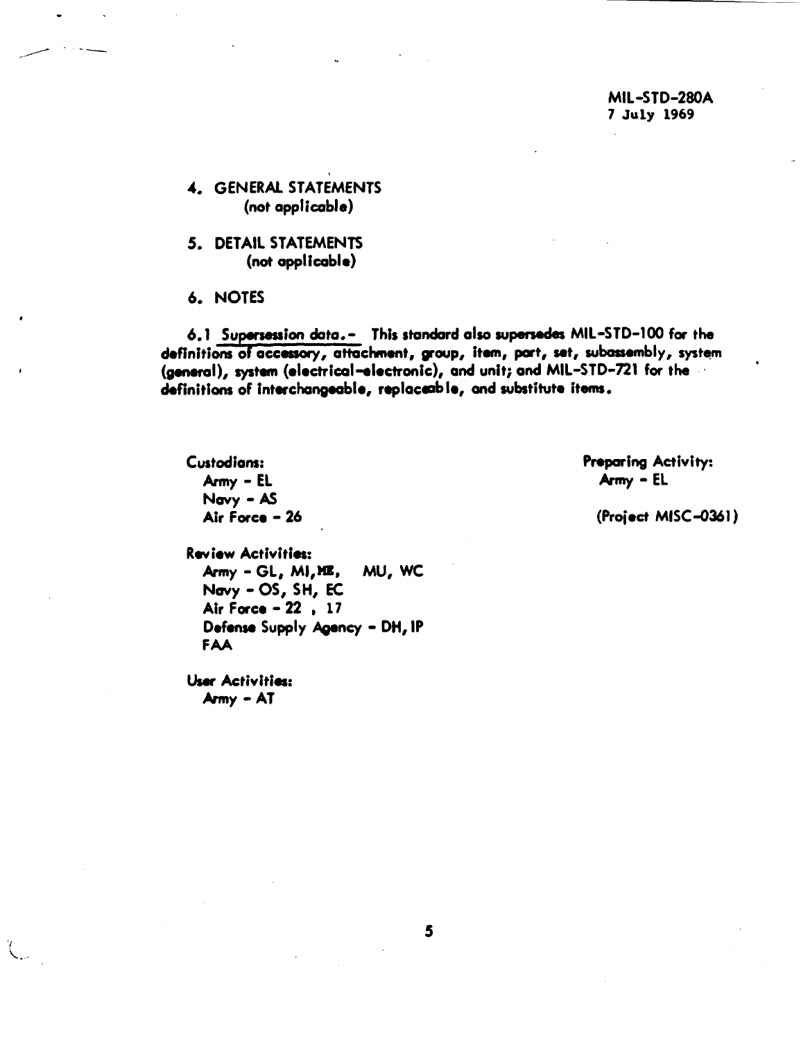## 4. GENERAL STATEMENTS
(not applicable)

## 5. DETAIL STATEMENTS
(not applicable)

## 6. NOTES

6.1 Supersession data.- This standard also supersedes MIL-STD-100 for the definitions of accessory, attachment, group, item, part, set, subassembly, system (general), system (electrical-electronic), and unit; and MIL-STD-721 for the definitions of interchangeable, replaceable, and substitute items.

Custodians:
Army - EL
Navy - AS
Air Force - 26

Preparing Activity:
Army - EL

(Project MISC-0361)

Review Activities:
Army - GL, MI, ME, MU, WC
Navy - OS, SH, EC
Air Force - 22 , 17
Defense Supply Agency - DH, IP
FAA

User Activities:
Army - AT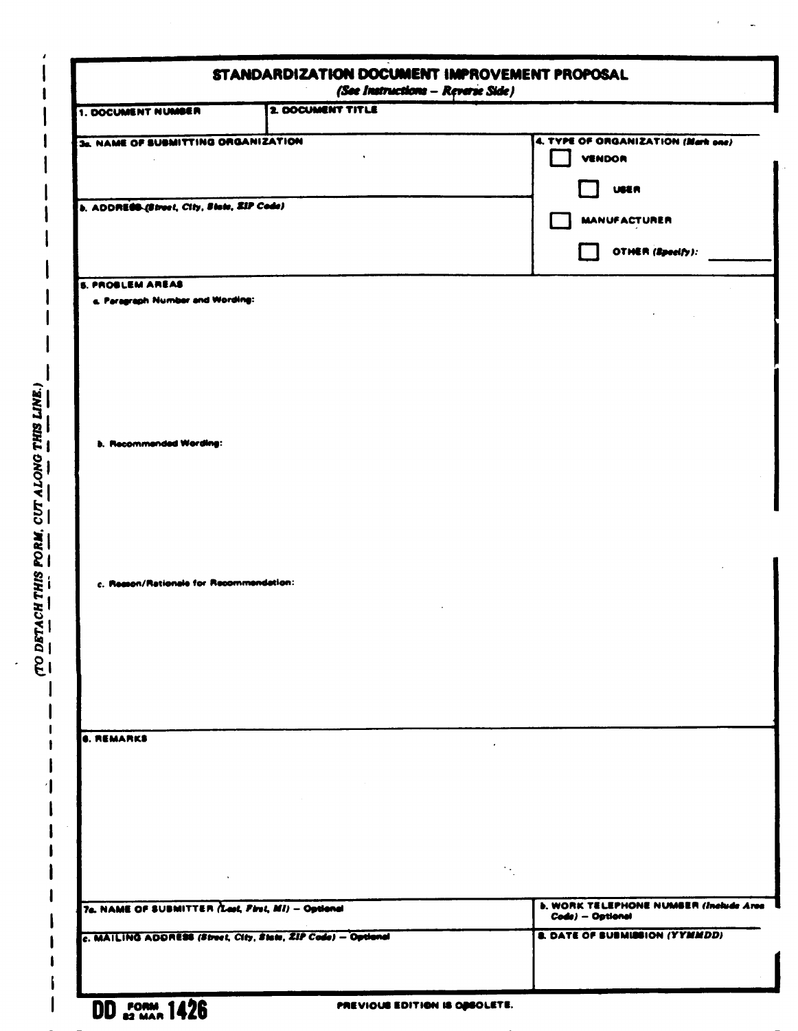# STANDARDIZATION DOCUMENT IMPROVEMENT PROPOSAL

*(See Instructions – Reverse Side)*

| | |
|---|---|
| 1. DOCUMENT NUMBER | 2. DOCUMENT TITLE |
| 3a. NAME OF SUBMITTING ORGANIZATION | 4. TYPE OF ORGANIZATION *(Mark one)* ☐ VENDOR ☐ USER ☐ MANUFACTURER ☐ OTHER *(Specify)*: ______ |
| b. ADDRESS *(Street, City, State, ZIP Code)* | |

**5. PROBLEM AREAS**

a. Paragraph Number and Wording:

b. Recommended Wording:

c. Reason/Rationale for Recommendation:

**6. REMARKS**

| | |
|---|---|
| 7a. NAME OF SUBMITTER *(Last, First, MI)* – Optional | b. WORK TELEPHONE NUMBER *(Include Area Code)* – Optional |
| c. MAILING ADDRESS *(Street, City, State, ZIP Code)* – Optional | 8. DATE OF SUBMISSION *(YYMMDD)* |

*(TO DETACH THIS FORM, CUT ALONG THIS LINE.)*

DD FORM 1426, 82 MAR

PREVIOUS EDITION IS OBSOLETE.